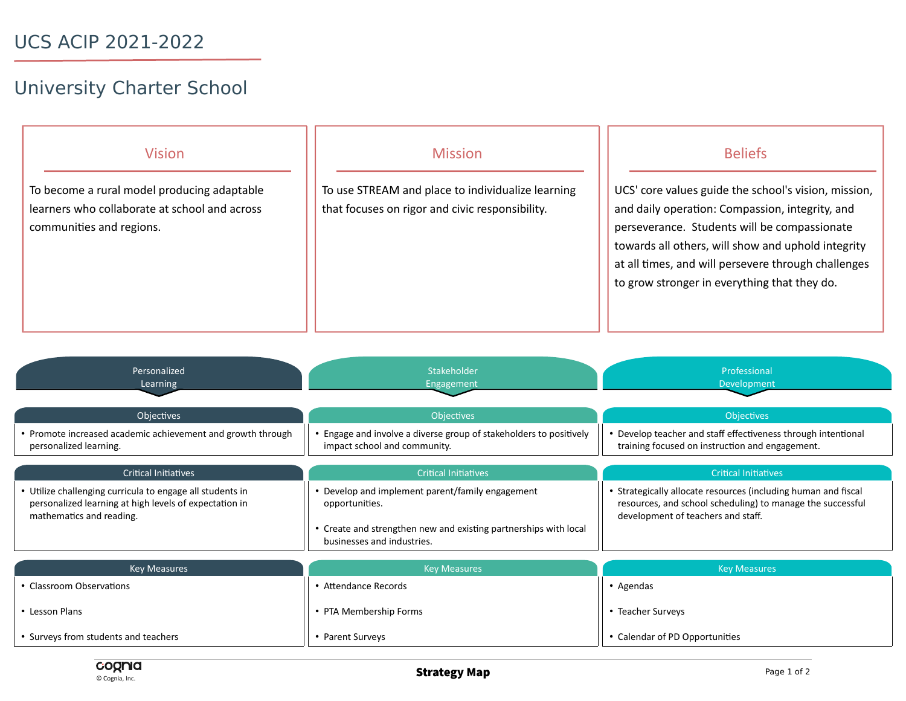# UCS ACIP 2021-2022

## University Charter School

### Vision

To become a rural model producing adaptable learners who collaborate at school and across communities and regions.

### Mission

To use STREAM and place to individualize learning that focuses on rigor and civic responsibility.

### Beliefs

UCS' core values guide the school's vision, mission, and daily operation: Compassion, integrity, and perseverance. Students will be compassionate towards all others, will show and uphold integrity at all times, and will persevere through challenges to grow stronger in everything that they do.

## Personalized Learning

### Objectives

- Promote increased academic achievement and growth through personalized learning.

### Critical Initiatives

- Utilize challenging curricula to engage all students in personalized learning at high levels of expectation in mathematics and reading.

### Key Measures

- Classroom Observations
- Lesson Plans
- Surveys from students and teachers

## Stakeholder Engagement

### Objectives

- Engage and involve a diverse group of stakeholders to positively impact school and community.

### Critical Initiatives

- Develop and implement parent/family engagement opportunities.
- Create and strengthen new and existing partnerships with local businesses and industries.

### Key Measures

- Attendance Records
- PTA Membership Forms
- Parent Surveys

## Professional Development

### Objectives

- Develop teacher and staff effectiveness through intentional training focused on instruction and engagement.

### Critical Initiatives

- Strategically allocate resources (including human and fiscal resources, and school scheduling) to manage the successful development of teachers and staff.

### Key Measures

- Agendas
- Teacher Surveys
- Calendar of PD Opportunities

**Strategy Map**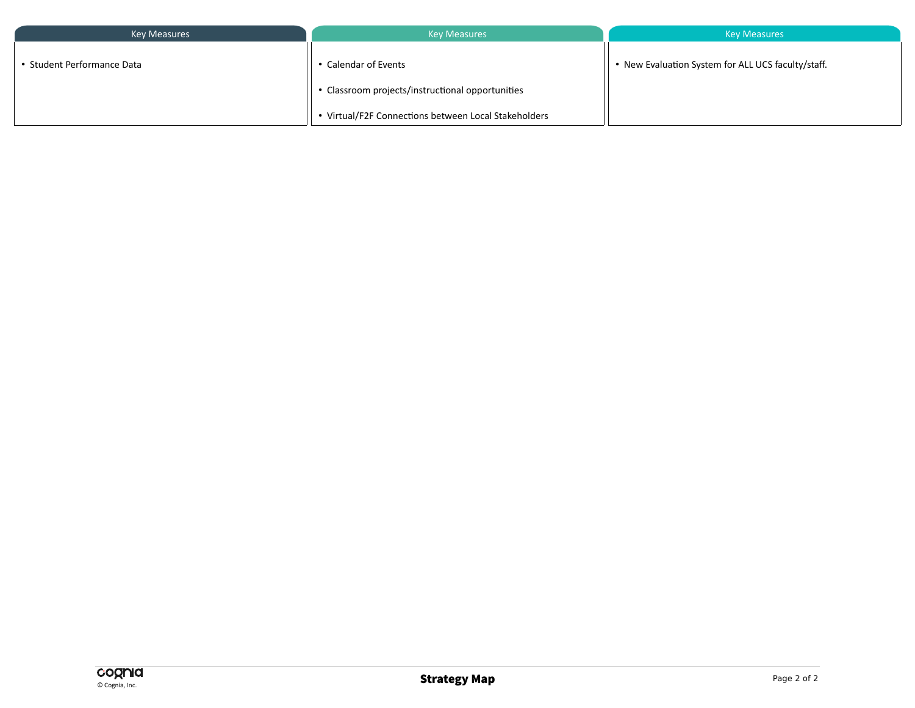| Key Measures | Key Measures | Key Measures |
| --- | --- | --- |
| • Student Performance Data | • Calendar of Events<br>• Classroom projects/instructional opportunities<br>• Virtual/F2F Connections between Local Stakeholders | • New Evaluation System for ALL UCS faculty/staff. |